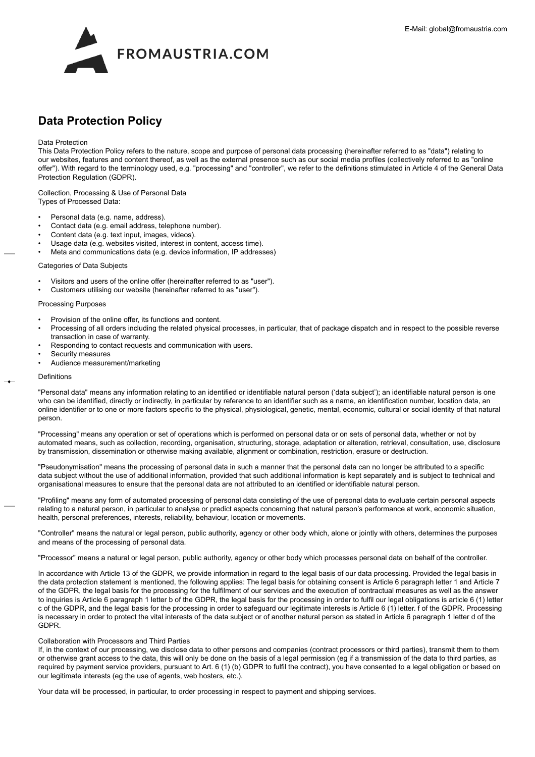E-Mail: global@fromaustria.com

FROMAUSTRIA.COM

# Data Protection Policy

Data Protection
This Data Protection Policy refers to the nature, scope and purpose of personal data processing (hereinafter referred to as "data") relating to our websites, features and content thereof, as well as the external presence such as our social media profiles (collectively referred to as "online offer"). With regard to the terminology used, e.g. "processing" and "controller", we refer to the definitions stimulated in Article 4 of the General Data Protection Regulation (GDPR).

Collection, Processing & Use of Personal Data
Types of Processed Data:

- Personal data (e.g. name, address).
- Contact data (e.g. email address, telephone number).
- Content data (e.g. text input, images, videos).
- Usage data (e.g. websites visited, interest in content, access time).
- Meta and communications data (e.g. device information, IP addresses)

Categories of Data Subjects

- Visitors and users of the online offer (hereinafter referred to as "user").
- Customers utilising our website (hereinafter referred to as "user").

Processing Purposes

- Provision of the online offer, its functions and content.
- Processing of all orders including the related physical processes, in particular, that of package dispatch and in respect to the possible reverse transaction in case of warranty.
- Responding to contact requests and communication with users.
- Security measures
- Audience measurement/marketing

Definitions

"Personal data" means any information relating to an identified or identifiable natural person ('data subject'); an identifiable natural person is one who can be identified, directly or indirectly, in particular by reference to an identifier such as a name, an identification number, location data, an online identifier or to one or more factors specific to the physical, physiological, genetic, mental, economic, cultural or social identity of that natural person.

"Processing" means any operation or set of operations which is performed on personal data or on sets of personal data, whether or not by automated means, such as collection, recording, organisation, structuring, storage, adaptation or alteration, retrieval, consultation, use, disclosure by transmission, dissemination or otherwise making available, alignment or combination, restriction, erasure or destruction.

"Pseudonymisation" means the processing of personal data in such a manner that the personal data can no longer be attributed to a specific data subject without the use of additional information, provided that such additional information is kept separately and is subject to technical and organisational measures to ensure that the personal data are not attributed to an identified or identifiable natural person.

"Profiling" means any form of automated processing of personal data consisting of the use of personal data to evaluate certain personal aspects relating to a natural person, in particular to analyse or predict aspects concerning that natural person's performance at work, economic situation, health, personal preferences, interests, reliability, behaviour, location or movements.

"Controller" means the natural or legal person, public authority, agency or other body which, alone or jointly with others, determines the purposes and means of the processing of personal data.

"Processor" means a natural or legal person, public authority, agency or other body which processes personal data on behalf of the controller.

In accordance with Article 13 of the GDPR, we provide information in regard to the legal basis of our data processing. Provided the legal basis in the data protection statement is mentioned, the following applies: The legal basis for obtaining consent is Article 6 paragraph letter 1 and Article 7 of the GDPR, the legal basis for the processing for the fulfilment of our services and the execution of contractual measures as well as the answer to inquiries is Article 6 paragraph 1 letter b of the GDPR, the legal basis for the processing in order to fulfil our legal obligations is article 6 (1) letter c of the GDPR, and the legal basis for the processing in order to safeguard our legitimate interests is Article 6 (1) letter. f of the GDPR. Processing is necessary in order to protect the vital interests of the data subject or of another natural person as stated in Article 6 paragraph 1 letter d of the GDPR.

Collaboration with Processors and Third Parties
If, in the context of our processing, we disclose data to other persons and companies (contract processors or third parties), transmit them to them or otherwise grant access to the data, this will only be done on the basis of a legal permission (eg if a transmission of the data to third parties, as required by payment service providers, pursuant to Art. 6 (1) (b) GDPR to fulfil the contract), you have consented to a legal obligation or based on our legitimate interests (eg the use of agents, web hosters, etc.).

Your data will be processed, in particular, to order processing in respect to payment and shipping services.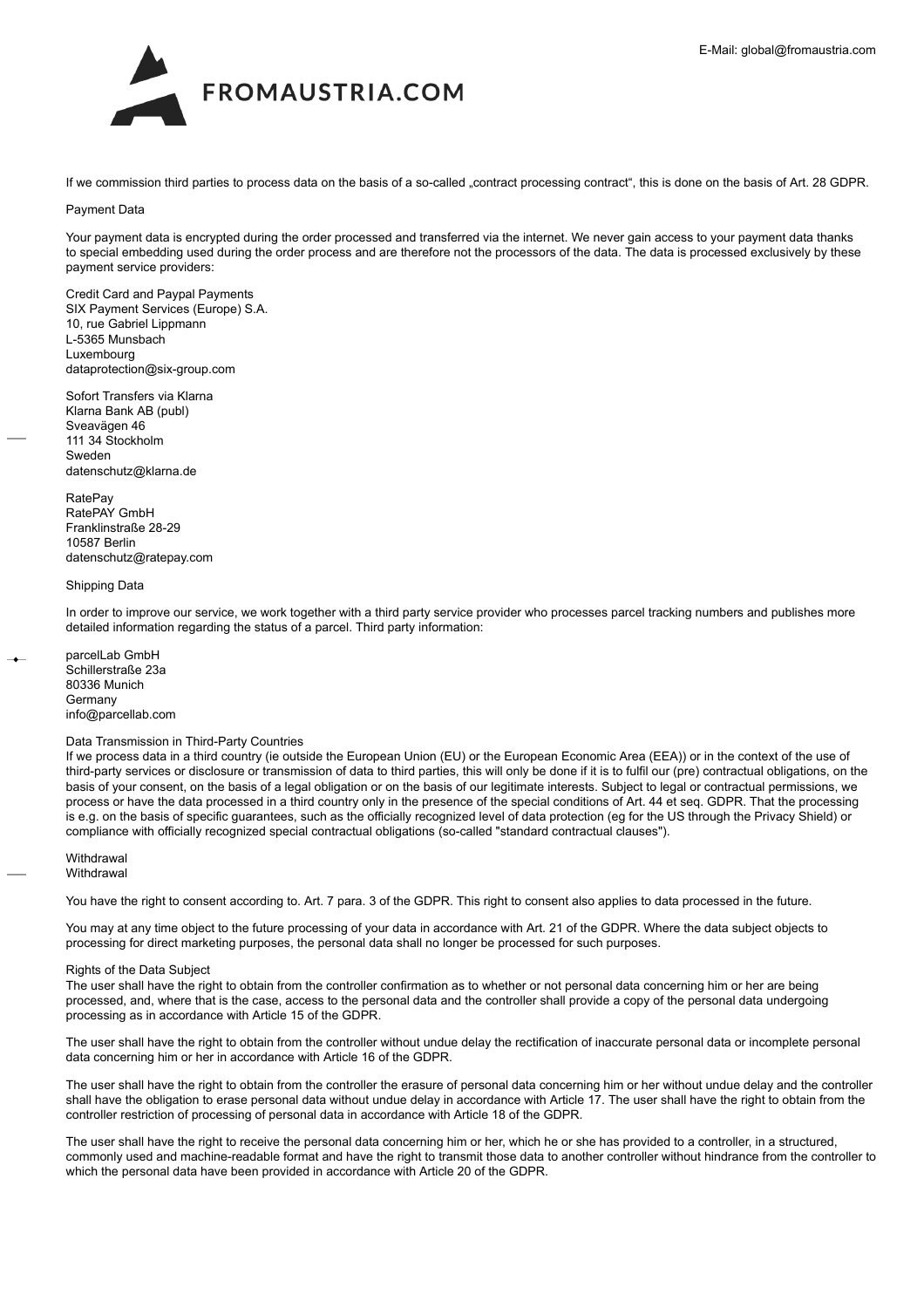If we commission third parties to process data on the basis of a so-called „contract processing contract“, this is done on the basis of Art. 28 GDPR.

## Payment Data

Your payment data is encrypted during the order processed and transferred via the internet. We never gain access to your payment data thanks to special embedding used during the order process and are therefore not the processors of the data. The data is processed exclusively by these payment service providers:

Credit Card and Paypal Payments
SIX Payment Services (Europe) S.A.
10, rue Gabriel Lippmann
L-5365 Munsbach
Luxembourg
dataprotection@six-group.com

Sofort Transfers via Klarna
Klarna Bank AB (publ)
Sveavägen 46
111 34 Stockholm
Sweden
datenschutz@klarna.de

RatePay
RatePAY GmbH
Franklinstraße 28-29
10587 Berlin
datenschutz@ratepay.com

## Shipping Data

In order to improve our service, we work together with a third party service provider who processes parcel tracking numbers and publishes more detailed information regarding the status of a parcel. Third party information:

parcelLab GmbH
Schillerstraße 23a
80336 Munich
Germany
info@parcellab.com

## Data Transmission in Third-Party Countries

If we process data in a third country (ie outside the European Union (EU) or the European Economic Area (EEA)) or in the context of the use of third-party services or disclosure or transmission of data to third parties, this will only be done if it is to fulfil our (pre) contractual obligations, on the basis of your consent, on the basis of a legal obligation or on the basis of our legitimate interests. Subject to legal or contractual permissions, we process or have the data processed in a third country only in the presence of the special conditions of Art. 44 et seq. GDPR. That the processing is e.g. on the basis of specific guarantees, such as the officially recognized level of data protection (eg for the US through the Privacy Shield) or compliance with officially recognized special contractual obligations (so-called "standard contractual clauses").

## Withdrawal

### Withdrawal

You have the right to consent according to. Art. 7 para. 3 of the GDPR. This right to consent also applies to data processed in the future.

You may at any time object to the future processing of your data in accordance with Art. 21 of the GDPR. Where the data subject objects to processing for direct marketing purposes, the personal data shall no longer be processed for such purposes.

## Rights of the Data Subject

The user shall have the right to obtain from the controller confirmation as to whether or not personal data concerning him or her are being processed, and, where that is the case, access to the personal data and the controller shall provide a copy of the personal data undergoing processing as in accordance with Article 15 of the GDPR.

The user shall have the right to obtain from the controller without undue delay the rectification of inaccurate personal data or incomplete personal data concerning him or her in accordance with Article 16 of the GDPR.

The user shall have the right to obtain from the controller the erasure of personal data concerning him or her without undue delay and the controller shall have the obligation to erase personal data without undue delay in accordance with Article 17. The user shall have the right to obtain from the controller restriction of processing of personal data in accordance with Article 18 of the GDPR.

The user shall have the right to receive the personal data concerning him or her, which he or she has provided to a controller, in a structured, commonly used and machine-readable format and have the right to transmit those data to another controller without hindrance from the controller to which the personal data have been provided in accordance with Article 20 of the GDPR.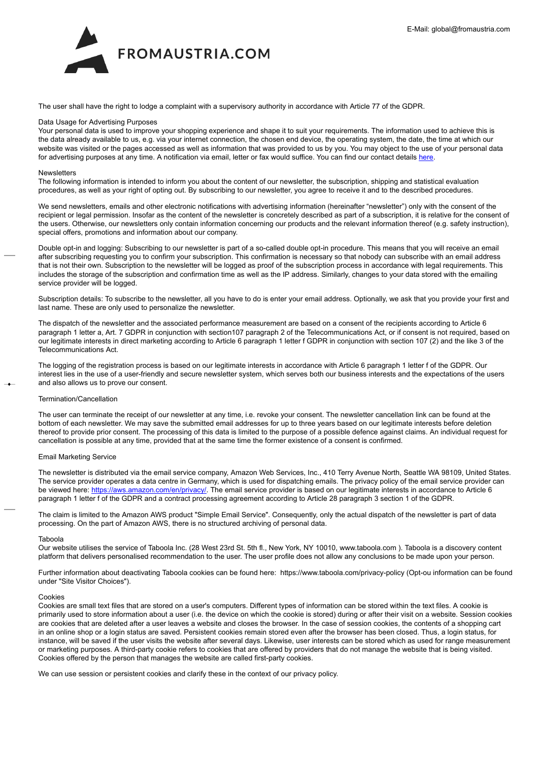The user shall have the right to lodge a complaint with a supervisory authority in accordance with Article 77 of the GDPR.

### Data Usage for Advertising Purposes

Your personal data is used to improve your shopping experience and shape it to suit your requirements. The information used to achieve this is the data already available to us, e.g. via your internet connection, the chosen end device, the operating system, the date, the time at which our website was visited or the pages accessed as well as information that was provided to us by you. You may object to the use of your personal data for advertising purposes at any time. A notification via email, letter or fax would suffice. You can find our contact details here.

### Newsletters

The following information is intended to inform you about the content of our newsletter, the subscription, shipping and statistical evaluation procedures, as well as your right of opting out. By subscribing to our newsletter, you agree to receive it and to the described procedures.

We send newsletters, emails and other electronic notifications with advertising information (hereinafter "newsletter") only with the consent of the recipient or legal permission. Insofar as the content of the newsletter is concretely described as part of a subscription, it is relative for the consent of the users. Otherwise, our newsletters only contain information concerning our products and the relevant information thereof (e.g. safety instruction), special offers, promotions and information about our company.

Double opt-in and logging: Subscribing to our newsletter is part of a so-called double opt-in procedure. This means that you will receive an email after subscribing requesting you to confirm your subscription. This confirmation is necessary so that nobody can subscribe with an email address that is not their own. Subscription to the newsletter will be logged as proof of the subscription process in accordance with legal requirements. This includes the storage of the subscription and confirmation time as well as the IP address. Similarly, changes to your data stored with the emailing service provider will be logged.

Subscription details: To subscribe to the newsletter, all you have to do is enter your email address. Optionally, we ask that you provide your first and last name. These are only used to personalize the newsletter.

The dispatch of the newsletter and the associated performance measurement are based on a consent of the recipients according to Article 6 paragraph 1 letter a, Art. 7 GDPR in conjunction with section107 paragraph 2 of the Telecommunications Act, or if consent is not required, based on our legitimate interests in direct marketing according to Article 6 paragraph 1 letter f GDPR in conjunction with section 107 (2) and the like 3 of the Telecommunications Act.

The logging of the registration process is based on our legitimate interests in accordance with Article 6 paragraph 1 letter f of the GDPR. Our interest lies in the use of a user-friendly and secure newsletter system, which serves both our business interests and the expectations of the users and also allows us to prove our consent.

### Termination/Cancellation

The user can terminate the receipt of our newsletter at any time, i.e. revoke your consent. The newsletter cancellation link can be found at the bottom of each newsletter. We may save the submitted email addresses for up to three years based on our legitimate interests before deletion thereof to provide prior consent. The processing of this data is limited to the purpose of a possible defence against claims. An individual request for cancellation is possible at any time, provided that at the same time the former existence of a consent is confirmed.

### Email Marketing Service

The newsletter is distributed via the email service company, Amazon Web Services, Inc., 410 Terry Avenue North, Seattle WA 98109, United States. The service provider operates a data centre in Germany, which is used for dispatching emails. The privacy policy of the email service provider can be viewed here: https://aws.amazon.com/en/privacy/. The email service provider is based on our legitimate interests in accordance to Article 6 paragraph 1 letter f of the GDPR and a contract processing agreement according to Article 28 paragraph 3 section 1 of the GDPR.

The claim is limited to the Amazon AWS product "Simple Email Service". Consequently, only the actual dispatch of the newsletter is part of data processing. On the part of Amazon AWS, there is no structured archiving of personal data.

### Taboola

Our website utilises the service of Taboola Inc. (28 West 23rd St. 5th fl., New York, NY 10010, www.taboola.com ). Taboola is a discovery content platform that delivers personalised recommendation to the user. The user profile does not allow any conclusions to be made upon your person.

Further information about deactivating Taboola cookies can be found here: https://www.taboola.com/privacy-policy (Opt-ou information can be found under "Site Visitor Choices").

### Cookies

Cookies are small text files that are stored on a user's computers. Different types of information can be stored within the text files. A cookie is primarily used to store information about a user (i.e. the device on which the cookie is stored) during or after their visit on a website. Session cookies are cookies that are deleted after a user leaves a website and closes the browser. In the case of session cookies, the contents of a shopping cart in an online shop or a login status are saved. Persistent cookies remain stored even after the browser has been closed. Thus, a login status, for instance, will be saved if the user visits the website after several days. Likewise, user interests can be stored which as used for range measurement or marketing purposes. A third-party cookie refers to cookies that are offered by providers that do not manage the website that is being visited. Cookies offered by the person that manages the website are called first-party cookies.

We can use session or persistent cookies and clarify these in the context of our privacy policy.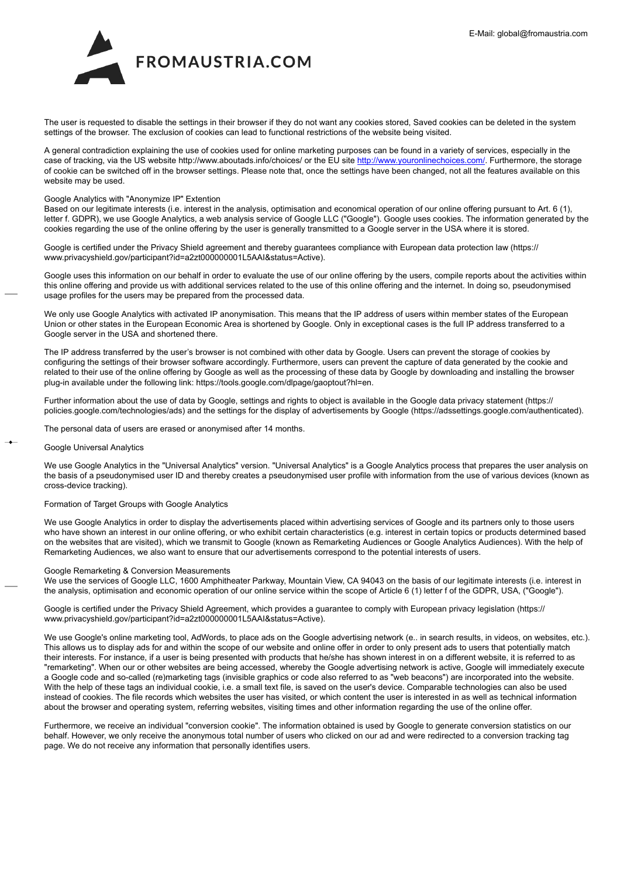The user is requested to disable the settings in their browser if they do not want any cookies stored, Saved cookies can be deleted in the system settings of the browser. The exclusion of cookies can lead to functional restrictions of the website being visited.

A general contradiction explaining the use of cookies used for online marketing purposes can be found in a variety of services, especially in the case of tracking, via the US website http://www.aboutads.info/choices/ or the EU site http://www.youronlinechoices.com/. Furthermore, the storage of cookie can be switched off in the browser settings. Please note that, once the settings have been changed, not all the features available on this website may be used.

Google Analytics with "Anonymize IP" Extention

Based on our legitimate interests (i.e. interest in the analysis, optimisation and economical operation of our online offering pursuant to Art. 6 (1), letter f. GDPR), we use Google Analytics, a web analysis service of Google LLC ("Google"). Google uses cookies. The information generated by the cookies regarding the use of the online offering by the user is generally transmitted to a Google server in the USA where it is stored.

Google is certified under the Privacy Shield agreement and thereby guarantees compliance with European data protection law (https://www.privacyshield.gov/participant?id=a2zt000000001L5AAI&status=Active).

Google uses this information on our behalf in order to evaluate the use of our online offering by the users, compile reports about the activities within this online offering and provide us with additional services related to the use of this online offering and the internet. In doing so, pseudonymised usage profiles for the users may be prepared from the processed data.

We only use Google Analytics with activated IP anonymisation. This means that the IP address of users within member states of the European Union or other states in the European Economic Area is shortened by Google. Only in exceptional cases is the full IP address transferred to a Google server in the USA and shortened there.

The IP address transferred by the user's browser is not combined with other data by Google. Users can prevent the storage of cookies by configuring the settings of their browser software accordingly. Furthermore, users can prevent the capture of data generated by the cookie and related to their use of the online offering by Google as well as the processing of these data by Google by downloading and installing the browser plug-in available under the following link: https://tools.google.com/dlpage/gaoptout?hl=en.

Further information about the use of data by Google, settings and rights to object is available in the Google data privacy statement (https://policies.google.com/technologies/ads) and the settings for the display of advertisements by Google (https://adssettings.google.com/authenticated).

The personal data of users are erased or anonymised after 14 months.

Google Universal Analytics

We use Google Analytics in the "Universal Analytics" version. "Universal Analytics" is a Google Analytics process that prepares the user analysis on the basis of a pseudonymised user ID and thereby creates a pseudonymised user profile with information from the use of various devices (known as cross-device tracking).

Formation of Target Groups with Google Analytics

We use Google Analytics in order to display the advertisements placed within advertising services of Google and its partners only to those users who have shown an interest in our online offering, or who exhibit certain characteristics (e.g. interest in certain topics or products determined based on the websites that are visited), which we transmit to Google (known as Remarketing Audiences or Google Analytics Audiences). With the help of Remarketing Audiences, we also want to ensure that our advertisements correspond to the potential interests of users.

Google Remarketing & Conversion Measurements

We use the services of Google LLC, 1600 Amphitheater Parkway, Mountain View, CA 94043 on the basis of our legitimate interests (i.e. interest in the analysis, optimisation and economic operation of our online service within the scope of Article 6 (1) letter f of the GDPR, USA, ("Google").

Google is certified under the Privacy Shield Agreement, which provides a guarantee to comply with European privacy legislation (https://www.privacyshield.gov/participant?id=a2zt000000001L5AAI&status=Active).

We use Google's online marketing tool, AdWords, to place ads on the Google advertising network (e.. in search results, in videos, on websites, etc.). This allows us to display ads for and within the scope of our website and online offer in order to only present ads to users that potentially match their interests. For instance, if a user is being presented with products that he/she has shown interest in on a different website, it is referred to as "remarketing". When our or other websites are being accessed, whereby the Google advertising network is active, Google will immediately execute a Google code and so-called (re)marketing tags (invisible graphics or code also referred to as "web beacons") are incorporated into the website. With the help of these tags an individual cookie, i.e. a small text file, is saved on the user's device. Comparable technologies can also be used instead of cookies. The file records which websites the user has visited, or which content the user is interested in as well as technical information about the browser and operating system, referring websites, visiting times and other information regarding the use of the online offer.

Furthermore, we receive an individual "conversion cookie". The information obtained is used by Google to generate conversion statistics on our behalf. However, we only receive the anonymous total number of users who clicked on our ad and were redirected to a conversion tracking tag page. We do not receive any information that personally identifies users.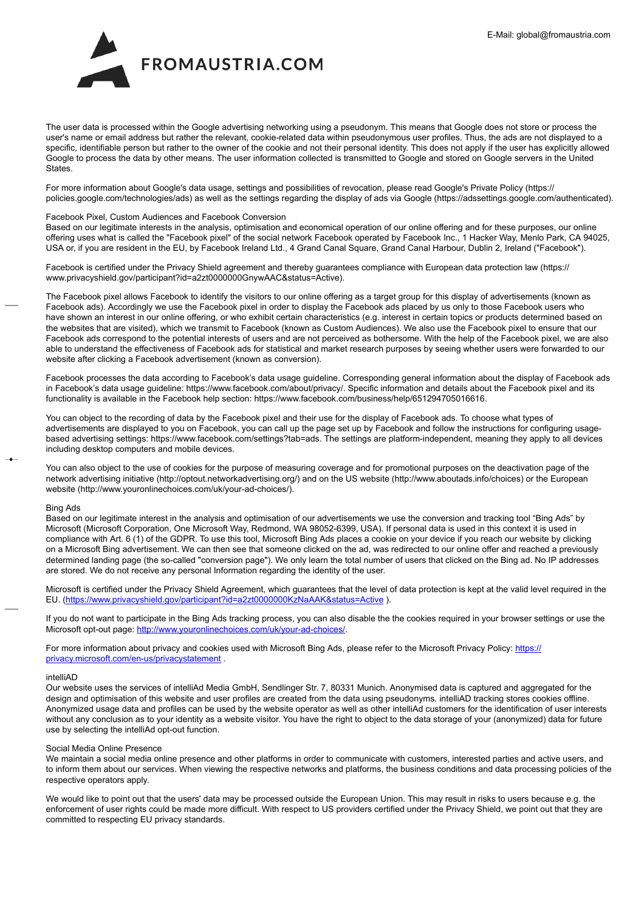The user data is processed within the Google advertising networking using a pseudonym. This means that Google does not store or process the user's name or email address but rather the relevant, cookie-related data within pseudonymous user profiles. Thus, the ads are not displayed to a specific, identifiable person but rather to the owner of the cookie and not their personal identity. This does not apply if the user has explicitly allowed Google to process the data by other means. The user information collected is transmitted to Google and stored on Google servers in the United States.

For more information about Google's data usage, settings and possibilities of revocation, please read Google's Private Policy (https://policies.google.com/technologies/ads) as well as the settings regarding the display of ads via Google (https://adssettings.google.com/authenticated).

### Facebook Pixel, Custom Audiences and Facebook Conversion

Based on our legitimate interests in the analysis, optimisation and economical operation of our online offering and for these purposes, our online offering uses what is called the "Facebook pixel" of the social network Facebook operated by Facebook Inc., 1 Hacker Way, Menlo Park, CA 94025, USA or, if you are resident in the EU, by Facebook Ireland Ltd., 4 Grand Canal Square, Grand Canal Harbour, Dublin 2, Ireland ("Facebook").

Facebook is certified under the Privacy Shield agreement and thereby guarantees compliance with European data protection law (https://www.privacyshield.gov/participant?id=a2zt0000000GnywAAC&status=Active).

The Facebook pixel allows Facebook to identify the visitors to our online offering as a target group for this display of advertisements (known as Facebook ads). Accordingly we use the Facebook pixel in order to display the Facebook ads placed by us only to those Facebook users who have shown an interest in our online offering, or who exhibit certain characteristics (e.g. interest in certain topics or products determined based on the websites that are visited), which we transmit to Facebook (known as Custom Audiences). We also use the Facebook pixel to ensure that our Facebook ads correspond to the potential interests of users and are not perceived as bothersome. With the help of the Facebook pixel, we are also able to understand the effectiveness of Facebook ads for statistical and market research purposes by seeing whether users were forwarded to our website after clicking a Facebook advertisement (known as conversion).

Facebook processes the data according to Facebook's data usage guideline. Corresponding general information about the display of Facebook ads in Facebook's data usage guideline: https://www.facebook.com/about/privacy/. Specific information and details about the Facebook pixel and its functionality is available in the Facebook help section: https://www.facebook.com/business/help/651294705016616.

You can object to the recording of data by the Facebook pixel and their use for the display of Facebook ads. To choose what types of advertisements are displayed to you on Facebook, you can call up the page set up by Facebook and follow the instructions for configuring usage-based advertising settings: https://www.facebook.com/settings?tab=ads. The settings are platform-independent, meaning they apply to all devices including desktop computers and mobile devices.

You can also object to the use of cookies for the purpose of measuring coverage and for promotional purposes on the deactivation page of the network advertising initiative (http://optout.networkadvertising.org/) and on the US website (http://www.aboutads.info/choices) or the European website (http://www.youronlinechoices.com/uk/your-ad-choices/).

### Bing Ads

Based on our legitimate interest in the analysis and optimisation of our advertisements we use the conversion and tracking tool “Bing Ads” by Microsoft (Microsoft Corporation, One Microsoft Way, Redmond, WA 98052-6399, USA). If personal data is used in this context it is used in compliance with Art. 6 (1) of the GDPR. To use this tool, Microsoft Bing Ads places a cookie on your device if you reach our website by clicking on a Microsoft Bing advertisement. We can then see that someone clicked on the ad, was redirected to our online offer and reached a previously determined landing page (the so-called "conversion page"). We only learn the total number of users that clicked on the Bing ad. No IP addresses are stored. We do not receive any personal Information regarding the identity of the user.

Microsoft is certified under the Privacy Shield Agreement, which guarantees that the level of data protection is kept at the valid level required in the EU. (https://www.privacyshield.gov/participant?id=a2zt0000000KzNaAAK&status=Active ).

If you do not want to participate in the Bing Ads tracking process, you can also disable the the cookies required in your browser settings or use the Microsoft opt-out page: http://www.youronlinechoices.com/uk/your-ad-choices/.

For more information about privacy and cookies used with Microsoft Bing Ads, please refer to the Microsoft Privacy Policy: https://privacy.microsoft.com/en-us/privacystatement .

### intelliAD

Our website uses the services of intelliAd Media GmbH, Sendlinger Str. 7, 80331 Munich. Anonymised data is captured and aggregated for the design and optimisation of this website and user profiles are created from the data using pseudonyms. intelliAD tracking stores cookies offline. Anonymized usage data and profiles can be used by the website operator as well as other intelliAd customers for the identification of user interests without any conclusion as to your identity as a website visitor. You have the right to object to the data storage of your (anonymized) data for future use by selecting the intelliAd opt-out function.

### Social Media Online Presence

We maintain a social media online presence and other platforms in order to communicate with customers, interested parties and active users, and to inform them about our services. When viewing the respective networks and platforms, the business conditions and data processing policies of the respective operators apply.

We would like to point out that the users' data may be processed outside the European Union. This may result in risks to users because e.g. the enforcement of user rights could be made more difficult. With respect to US providers certified under the Privacy Shield, we point out that they are committed to respecting EU privacy standards.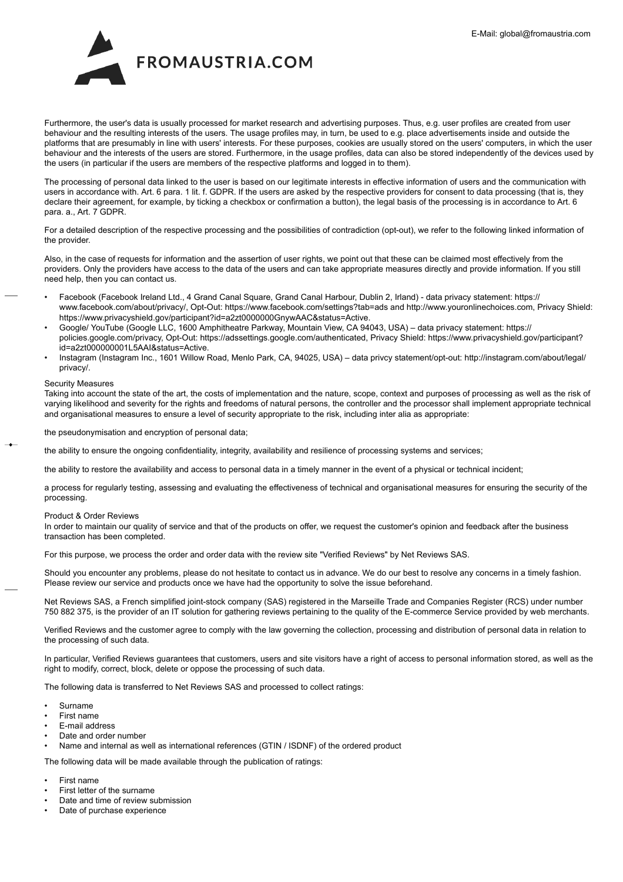Furthermore, the user's data is usually processed for market research and advertising purposes. Thus, e.g. user profiles are created from user behaviour and the resulting interests of the users. The usage profiles may, in turn, be used to e.g. place advertisements inside and outside the platforms that are presumably in line with users' interests. For these purposes, cookies are usually stored on the users' computers, in which the user behaviour and the interests of the users are stored. Furthermore, in the usage profiles, data can also be stored independently of the devices used by the users (in particular if the users are members of the respective platforms and logged in to them).

The processing of personal data linked to the user is based on our legitimate interests in effective information of users and the communication with users in accordance with. Art. 6 para. 1 lit. f. GDPR. If the users are asked by the respective providers for consent to data processing (that is, they declare their agreement, for example, by ticking a checkbox or confirmation a button), the legal basis of the processing is in accordance to Art. 6 para. a., Art. 7 GDPR.

For a detailed description of the respective processing and the possibilities of contradiction (opt-out), we refer to the following linked information of the provider.

Also, in the case of requests for information and the assertion of user rights, we point out that these can be claimed most effectively from the providers. Only the providers have access to the data of the users and can take appropriate measures directly and provide information. If you still need help, then you can contact us.

- Facebook (Facebook Ireland Ltd., 4 Grand Canal Square, Grand Canal Harbour, Dublin 2, Irland) - data privacy statement: https://www.facebook.com/about/privacy/, Opt-Out: https://www.facebook.com/settings?tab=ads and http://www.youronlinechoices.com, Privacy Shield: https://www.privacyshield.gov/participant?id=a2zt0000000GnywAAC&status=Active.
- Google/ YouTube (Google LLC, 1600 Amphitheatre Parkway, Mountain View, CA 94043, USA) – data privacy statement: https://policies.google.com/privacy, Opt-Out: https://adssettings.google.com/authenticated, Privacy Shield: https://www.privacyshield.gov/participant?id=a2zt000000001L5AAI&status=Active.
- Instagram (Instagram Inc., 1601 Willow Road, Menlo Park, CA, 94025, USA) – data privcy statement/opt-out: http://instagram.com/about/legal/privacy/.

Security Measures
Taking into account the state of the art, the costs of implementation and the nature, scope, context and purposes of processing as well as the risk of varying likelihood and severity for the rights and freedoms of natural persons, the controller and the processor shall implement appropriate technical and organisational measures to ensure a level of security appropriate to the risk, including inter alia as appropriate:

the pseudonymisation and encryption of personal data;

the ability to ensure the ongoing confidentiality, integrity, availability and resilience of processing systems and services;

the ability to restore the availability and access to personal data in a timely manner in the event of a physical or technical incident;

a process for regularly testing, assessing and evaluating the effectiveness of technical and organisational measures for ensuring the security of the processing.

Product & Order Reviews
In order to maintain our quality of service and that of the products on offer, we request the customer's opinion and feedback after the business transaction has been completed.

For this purpose, we process the order and order data with the review site "Verified Reviews" by Net Reviews SAS.

Should you encounter any problems, please do not hesitate to contact us in advance. We do our best to resolve any concerns in a timely fashion. Please review our service and products once we have had the opportunity to solve the issue beforehand.

Net Reviews SAS, a French simplified joint-stock company (SAS) registered in the Marseille Trade and Companies Register (RCS) under number 750 882 375, is the provider of an IT solution for gathering reviews pertaining to the quality of the E-commerce Service provided by web merchants.

Verified Reviews and the customer agree to comply with the law governing the collection, processing and distribution of personal data in relation to the processing of such data.

In particular, Verified Reviews guarantees that customers, users and site visitors have a right of access to personal information stored, as well as the right to modify, correct, block, delete or oppose the processing of such data.

The following data is transferred to Net Reviews SAS and processed to collect ratings:

- Surname
- First name
- E-mail address
- Date and order number
- Name and internal as well as international references (GTIN / ISDNF) of the ordered product

The following data will be made available through the publication of ratings:

- First name
- First letter of the surname
- Date and time of review submission
- Date of purchase experience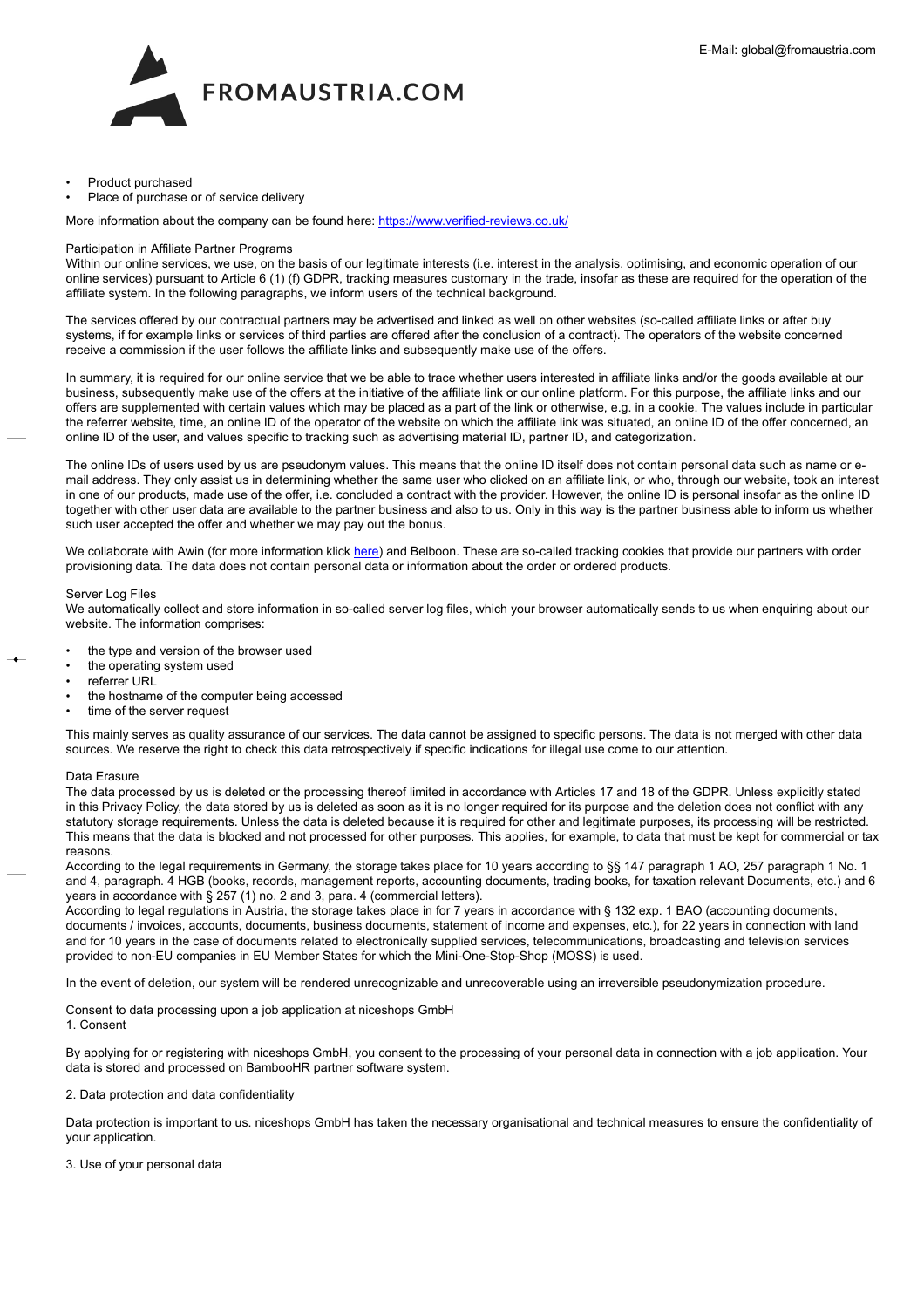- Product purchased
- Place of purchase or of service delivery

More information about the company can be found here: [https://www.verified-reviews.co.uk/](https://www.verified-reviews.co.uk/)

Participation in Affiliate Partner Programs

Within our online services, we use, on the basis of our legitimate interests (i.e. interest in the analysis, optimising, and economic operation of our online services) pursuant to Article 6 (1) (f) GDPR, tracking measures customary in the trade, insofar as these are required for the operation of the affiliate system. In the following paragraphs, we inform users of the technical background.

The services offered by our contractual partners may be advertised and linked as well on other websites (so-called affiliate links or after buy systems, if for example links or services of third parties are offered after the conclusion of a contract). The operators of the website concerned receive a commission if the user follows the affiliate links and subsequently make use of the offers.

In summary, it is required for our online service that we be able to trace whether users interested in affiliate links and/or the goods available at our business, subsequently make use of the offers at the initiative of the affiliate link or our online platform. For this purpose, the affiliate links and our offers are supplemented with certain values which may be placed as a part of the link or otherwise, e.g. in a cookie. The values include in particular the referrer website, time, an online ID of the operator of the website on which the affiliate link was situated, an online ID of the offer concerned, an online ID of the user, and values specific to tracking such as advertising material ID, partner ID, and categorization.

The online IDs of users used by us are pseudonym values. This means that the online ID itself does not contain personal data such as name or e-mail address. They only assist us in determining whether the same user who clicked on an affiliate link, or who, through our website, took an interest in one of our products, made use of the offer, i.e. concluded a contract with the provider. However, the online ID is personal insofar as the online ID together with other user data are available to the partner business and also to us. Only in this way is the partner business able to inform us whether such user accepted the offer and whether we may pay out the bonus.

We collaborate with Awin (for more information klick [here](here)) and Belboon. These are so-called tracking cookies that provide our partners with order provisioning data. The data does not contain personal data or information about the order or ordered products.

Server Log Files

We automatically collect and store information in so-called server log files, which your browser automatically sends to us when enquiring about our website. The information comprises:

- the type and version of the browser used
- the operating system used
- referrer URL
- the hostname of the computer being accessed
- time of the server request

This mainly serves as quality assurance of our services. The data cannot be assigned to specific persons. The data is not merged with other data sources. We reserve the right to check this data retrospectively if specific indications for illegal use come to our attention.

Data Erasure

The data processed by us is deleted or the processing thereof limited in accordance with Articles 17 and 18 of the GDPR. Unless explicitly stated in this Privacy Policy, the data stored by us is deleted as soon as it is no longer required for its purpose and the deletion does not conflict with any statutory storage requirements. Unless the data is deleted because it is required for other and legitimate purposes, its processing will be restricted. This means that the data is blocked and not processed for other purposes. This applies, for example, to data that must be kept for commercial or tax reasons.

According to the legal requirements in Germany, the storage takes place for 10 years according to §§ 147 paragraph 1 AO, 257 paragraph 1 No. 1 and 4, paragraph. 4 HGB (books, records, management reports, accounting documents, trading books, for taxation relevant Documents, etc.) and 6 years in accordance with § 257 (1) no. 2 and 3, para. 4 (commercial letters).

According to legal regulations in Austria, the storage takes place in for 7 years in accordance with § 132 exp. 1 BAO (accounting documents, documents / invoices, accounts, documents, business documents, statement of income and expenses, etc.), for 22 years in connection with land and for 10 years in the case of documents related to electronically supplied services, telecommunications, broadcasting and television services provided to non-EU companies in EU Member States for which the Mini-One-Stop-Shop (MOSS) is used.

In the event of deletion, our system will be rendered unrecognizable and unrecoverable using an irreversible pseudonymization procedure.

Consent to data processing upon a job application at niceshops GmbH

1. Consent

By applying for or registering with niceshops GmbH, you consent to the processing of your personal data in connection with a job application. Your data is stored and processed on BambooHR partner software system.

2. Data protection and data confidentiality

Data protection is important to us. niceshops GmbH has taken the necessary organisational and technical measures to ensure the confidentiality of your application.

3. Use of your personal data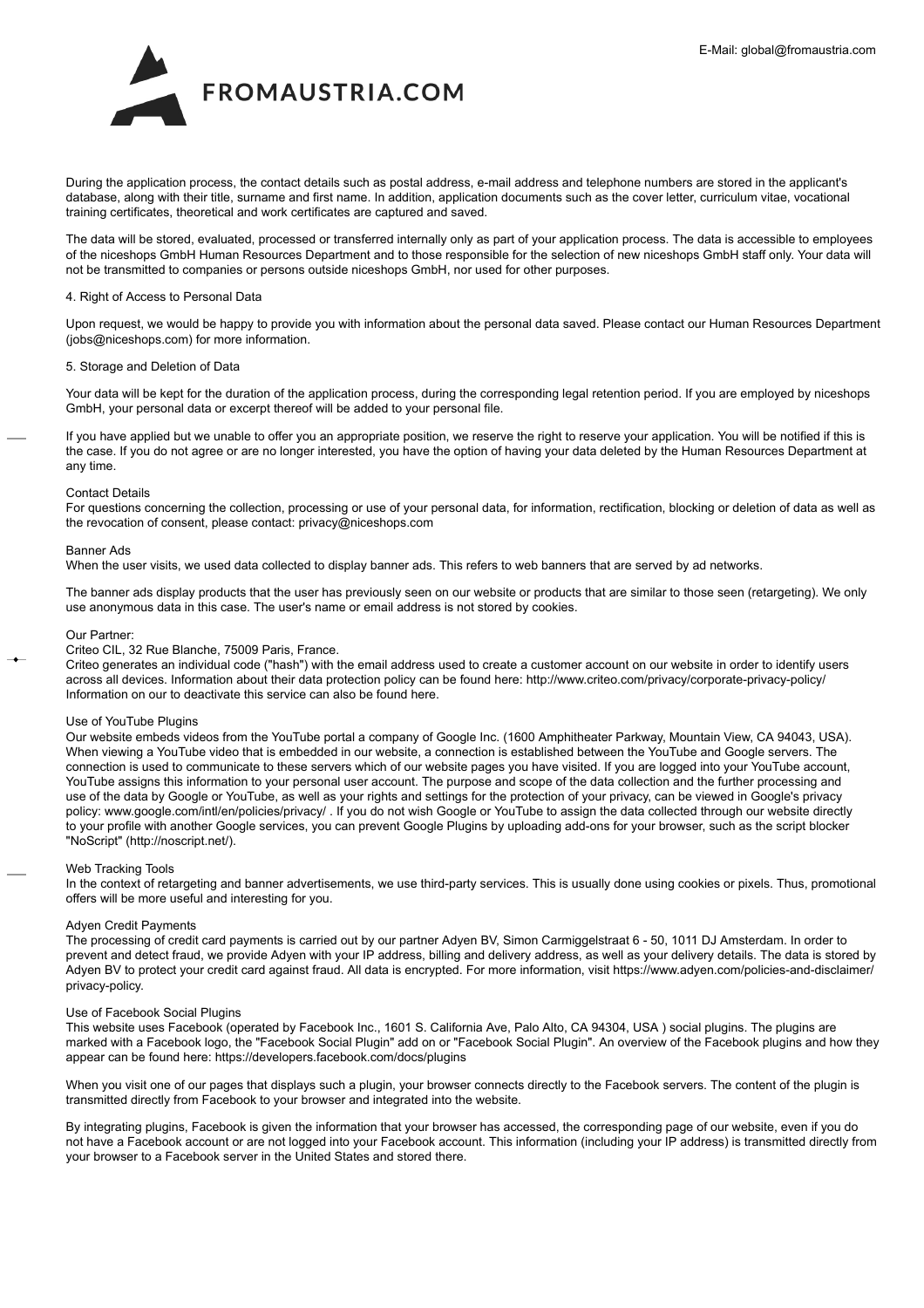During the application process, the contact details such as postal address, e-mail address and telephone numbers are stored in the applicant's database, along with their title, surname and first name. In addition, application documents such as the cover letter, curriculum vitae, vocational training certificates, theoretical and work certificates are captured and saved.

The data will be stored, evaluated, processed or transferred internally only as part of your application process. The data is accessible to employees of the niceshops GmbH Human Resources Department and to those responsible for the selection of new niceshops GmbH staff only. Your data will not be transmitted to companies or persons outside niceshops GmbH, nor used for other purposes.

4. Right of Access to Personal Data

Upon request, we would be happy to provide you with information about the personal data saved. Please contact our Human Resources Department (jobs@niceshops.com) for more information.

5. Storage and Deletion of Data

Your data will be kept for the duration of the application process, during the corresponding legal retention period. If you are employed by niceshops GmbH, your personal data or excerpt thereof will be added to your personal file.

If you have applied but we unable to offer you an appropriate position, we reserve the right to reserve your application. You will be notified if this is the case. If you do not agree or are no longer interested, you have the option of having your data deleted by the Human Resources Department at any time.

Contact Details
For questions concerning the collection, processing or use of your personal data, for information, rectification, blocking or deletion of data as well as the revocation of consent, please contact: privacy@niceshops.com

Banner Ads
When the user visits, we used data collected to display banner ads. This refers to web banners that are served by ad networks.

The banner ads display products that the user has previously seen on our website or products that are similar to those seen (retargeting). We only use anonymous data in this case. The user's name or email address is not stored by cookies.

Our Partner:
Criteo CIL, 32 Rue Blanche, 75009 Paris, France.
Criteo generates an individual code ("hash") with the email address used to create a customer account on our website in order to identify users across all devices. Information about their data protection policy can be found here: http://www.criteo.com/privacy/corporate-privacy-policy/
Information on our to deactivate this service can also be found here.

Use of YouTube Plugins
Our website embeds videos from the YouTube portal a company of Google Inc. (1600 Amphitheater Parkway, Mountain View, CA 94043, USA). When viewing a YouTube video that is embedded in our website, a connection is established between the YouTube and Google servers. The connection is used to communicate to these servers which of our website pages you have visited. If you are logged into your YouTube account, YouTube assigns this information to your personal user account. The purpose and scope of the data collection and the further processing and use of the data by Google or YouTube, as well as your rights and settings for the protection of your privacy, can be viewed in Google's privacy policy: www.google.com/intl/en/policies/privacy/ . If you do not wish Google or YouTube to assign the data collected through our website directly to your profile with another Google services, you can prevent Google Plugins by uploading add-ons for your browser, such as the script blocker "NoScript" (http://noscript.net/).

Web Tracking Tools
In the context of retargeting and banner advertisements, we use third-party services. This is usually done using cookies or pixels. Thus, promotional offers will be more useful and interesting for you.

Adyen Credit Payments
The processing of credit card payments is carried out by our partner Adyen BV, Simon Carmiggelstraat 6 - 50, 1011 DJ Amsterdam. In order to prevent and detect fraud, we provide Adyen with your IP address, billing and delivery address, as well as your delivery details. The data is stored by Adyen BV to protect your credit card against fraud. All data is encrypted. For more information, visit https://www.adyen.com/policies-and-disclaimer/privacy-policy.

Use of Facebook Social Plugins
This website uses Facebook (operated by Facebook Inc., 1601 S. California Ave, Palo Alto, CA 94304, USA ) social plugins. The plugins are marked with a Facebook logo, the "Facebook Social Plugin" add on or "Facebook Social Plugin". An overview of the Facebook plugins and how they appear can be found here: https://developers.facebook.com/docs/plugins

When you visit one of our pages that displays such a plugin, your browser connects directly to the Facebook servers. The content of the plugin is transmitted directly from Facebook to your browser and integrated into the website.

By integrating plugins, Facebook is given the information that your browser has accessed, the corresponding page of our website, even if you do not have a Facebook account or are not logged into your Facebook account. This information (including your IP address) is transmitted directly from your browser to a Facebook server in the United States and stored there.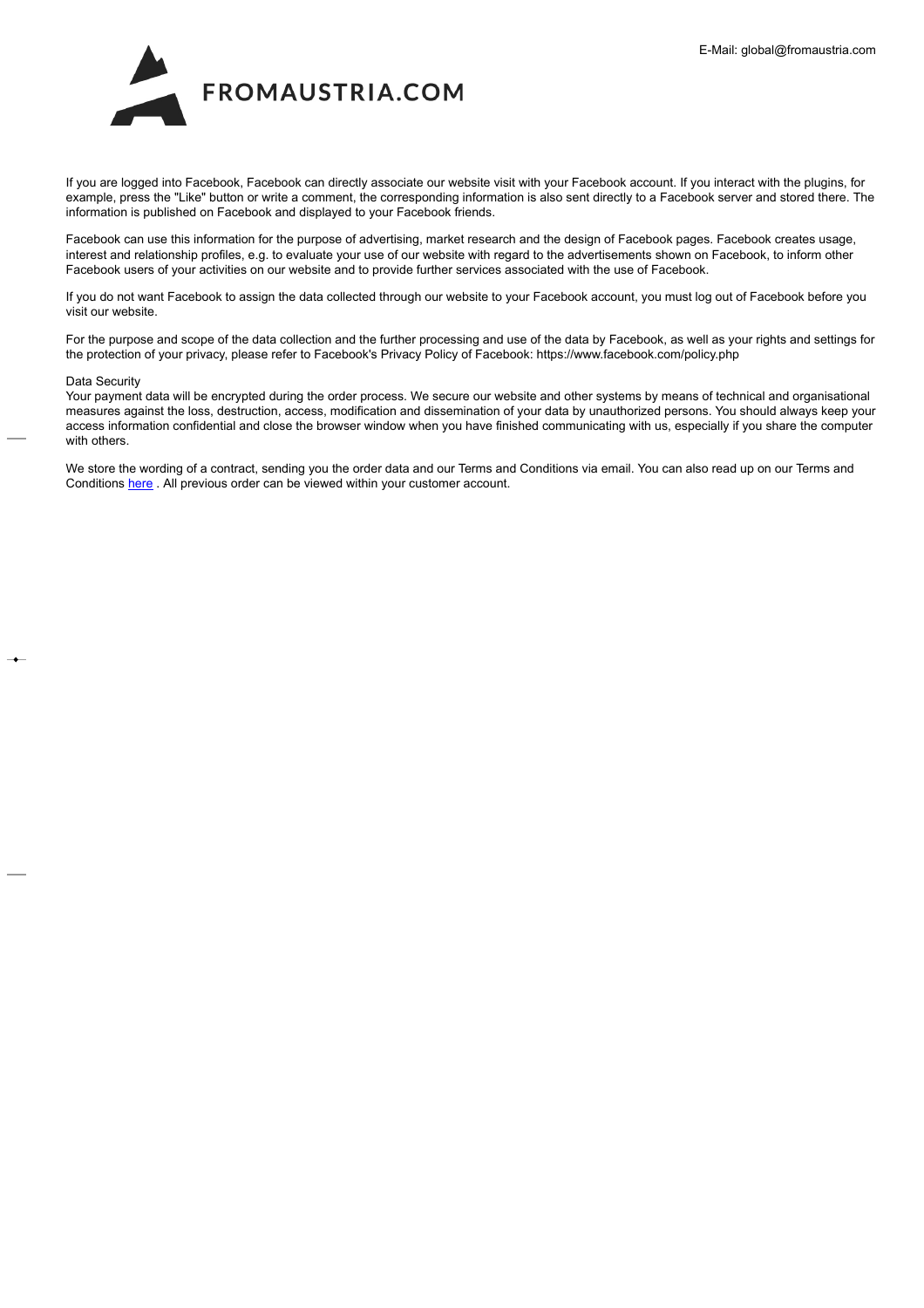If you are logged into Facebook, Facebook can directly associate our website visit with your Facebook account. If you interact with the plugins, for example, press the "Like" button or write a comment, the corresponding information is also sent directly to a Facebook server and stored there. The information is published on Facebook and displayed to your Facebook friends.

Facebook can use this information for the purpose of advertising, market research and the design of Facebook pages. Facebook creates usage, interest and relationship profiles, e.g. to evaluate your use of our website with regard to the advertisements shown on Facebook, to inform other Facebook users of your activities on our website and to provide further services associated with the use of Facebook.

If you do not want Facebook to assign the data collected through our website to your Facebook account, you must log out of Facebook before you visit our website.

For the purpose and scope of the data collection and the further processing and use of the data by Facebook, as well as your rights and settings for the protection of your privacy, please refer to Facebook's Privacy Policy of Facebook: https://www.facebook.com/policy.php

Data Security
Your payment data will be encrypted during the order process. We secure our website and other systems by means of technical and organisational measures against the loss, destruction, access, modification and dissemination of your data by unauthorized persons. You should always keep your access information confidential and close the browser window when you have finished communicating with us, especially if you share the computer with others.

We store the wording of a contract, sending you the order data and our Terms and Conditions via email. You can also read up on our Terms and Conditions here . All previous order can be viewed within your customer account.